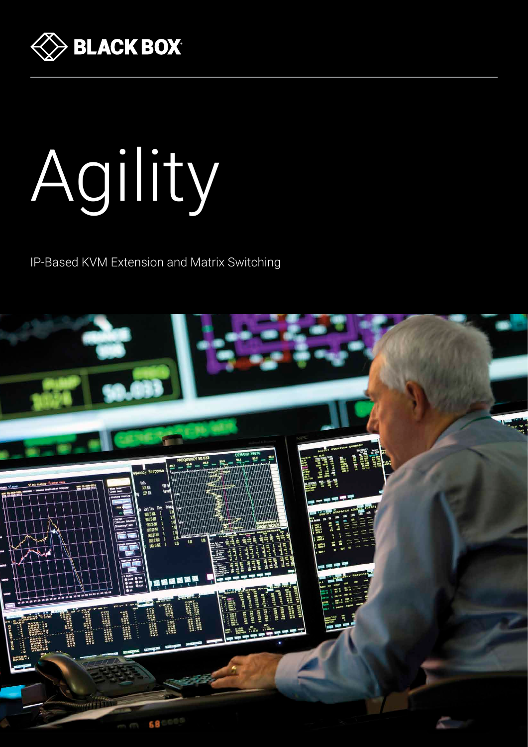BLACK BOX

# Agility

IP-Based KVM Extension and Matrix Switching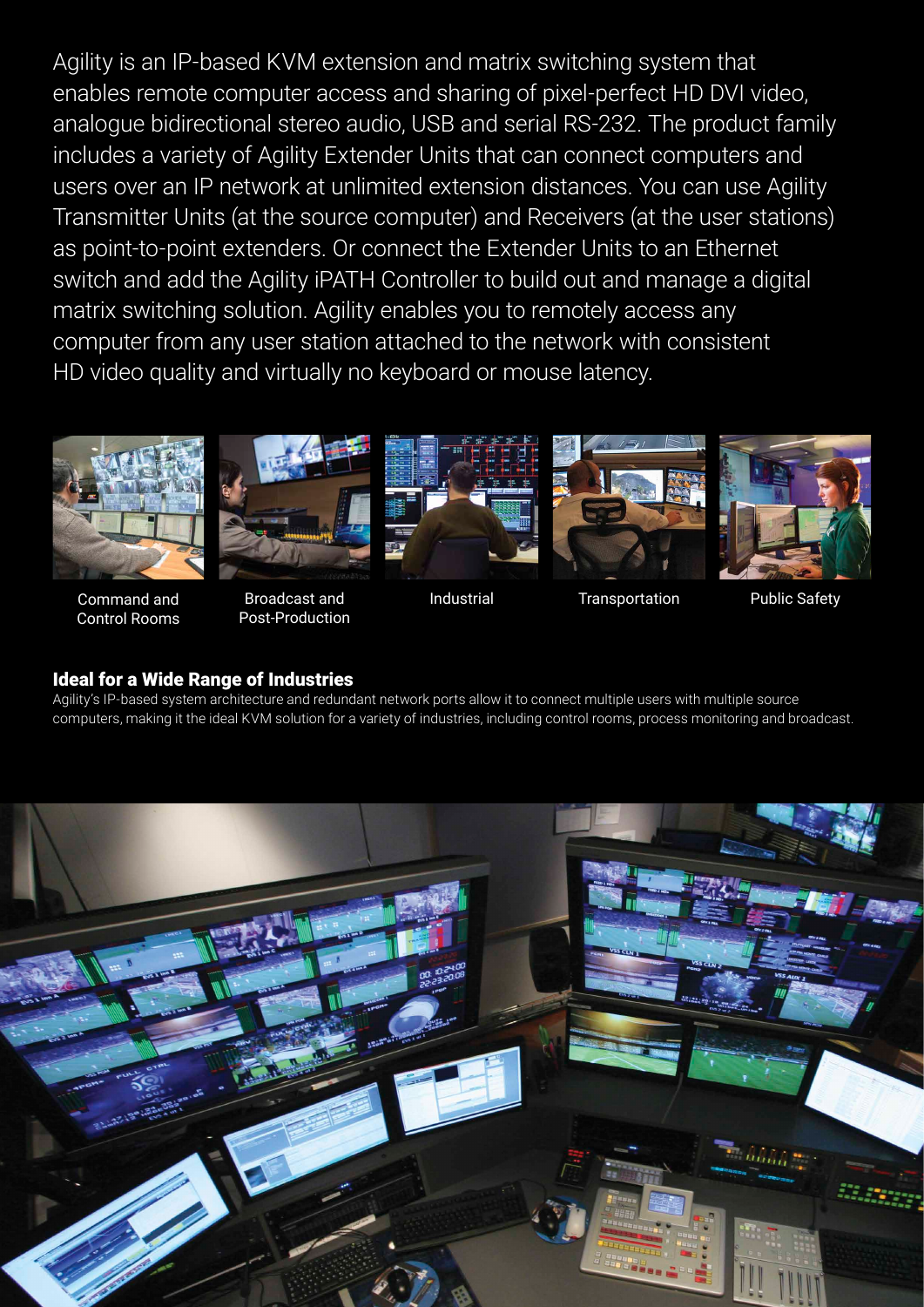Agility is an IP-based KVM extension and matrix switching system that enables remote computer access and sharing of pixel-perfect HD DVI video, analogue bidirectional stereo audio, USB and serial RS-232. The product family includes a variety of Agility Extender Units that can connect computers and users over an IP network at unlimited extension distances. You can use Agility Transmitter Units (at the source computer) and Receivers (at the user stations) as point-to-point extenders. Or connect the Extender Units to an Ethernet switch and add the Agility iPATH Controller to build out and manage a digital matrix switching solution. Agility enables you to remotely access any computer from any user station attached to the network with consistent HD video quality and virtually no keyboard or mouse latency.

Command and Control Rooms

Broadcast and Post-Production

Industrial

Transportation

Public Safety

## Ideal for a Wide Range of Industries

Agility's IP-based system architecture and redundant network ports allow it to connect multiple users with multiple source computers, making it the ideal KVM solution for a variety of industries, including control rooms, process monitoring and broadcast.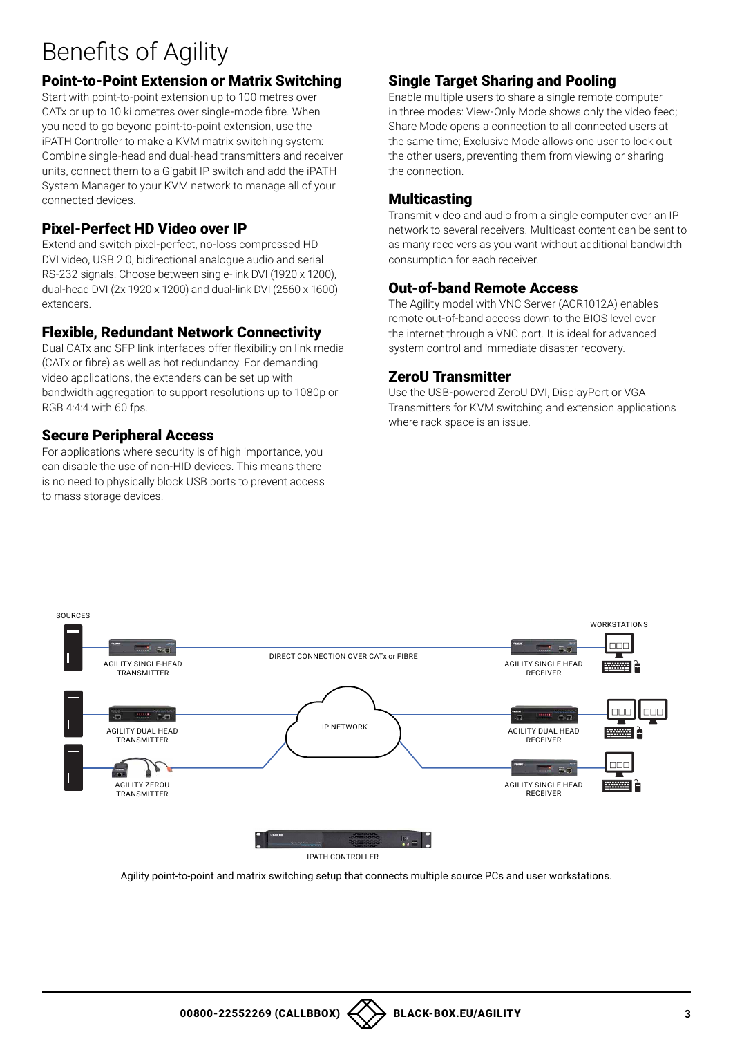# Benefits of Agility

## Point-to-Point Extension or Matrix Switching

Start with point-to-point extension up to 100 metres over CATx or up to 10 kilometres over single-mode fibre. When you need to go beyond point-to-point extension, use the iPATH Controller to make a KVM matrix switching system: Combine single-head and dual-head transmitters and receiver units, connect them to a Gigabit IP switch and add the iPATH System Manager to your KVM network to manage all of your connected devices.

## Pixel-Perfect HD Video over IP

Extend and switch pixel-perfect, no-loss compressed HD DVI video, USB 2.0, bidirectional analogue audio and serial RS-232 signals. Choose between single-link DVI (1920 x 1200), dual-head DVI (2x 1920 x 1200) and dual-link DVI (2560 x 1600) extenders.

## Flexible, Redundant Network Connectivity

Dual CATx and SFP link interfaces offer flexibility on link media (CATx or fibre) as well as hot redundancy. For demanding video applications, the extenders can be set up with bandwidth aggregation to support resolutions up to 1080p or RGB 4:4:4 with 60 fps.

## Secure Peripheral Access

For applications where security is of high importance, you can disable the use of non-HID devices. This means there is no need to physically block USB ports to prevent access to mass storage devices.

## Single Target Sharing and Pooling

Enable multiple users to share a single remote computer in three modes: View-Only Mode shows only the video feed; Share Mode opens a connection to all connected users at the same time; Exclusive Mode allows one user to lock out the other users, preventing them from viewing or sharing the connection.

## Multicasting

Transmit video and audio from a single computer over an IP network to several receivers. Multicast content can be sent to as many receivers as you want without additional bandwidth consumption for each receiver.

## Out-of-band Remote Access

The Agility model with VNC Server (ACR1012A) enables remote out-of-band access down to the BIOS level over the internet through a VNC port. It is ideal for advanced system control and immediate disaster recovery.

## ZeroU Transmitter

Use the USB-powered ZeroU DVI, DisplayPort or VGA Transmitters for KVM switching and extension applications where rack space is an issue.

Agility point-to-point and matrix switching setup that connects multiple source PCs and user workstations.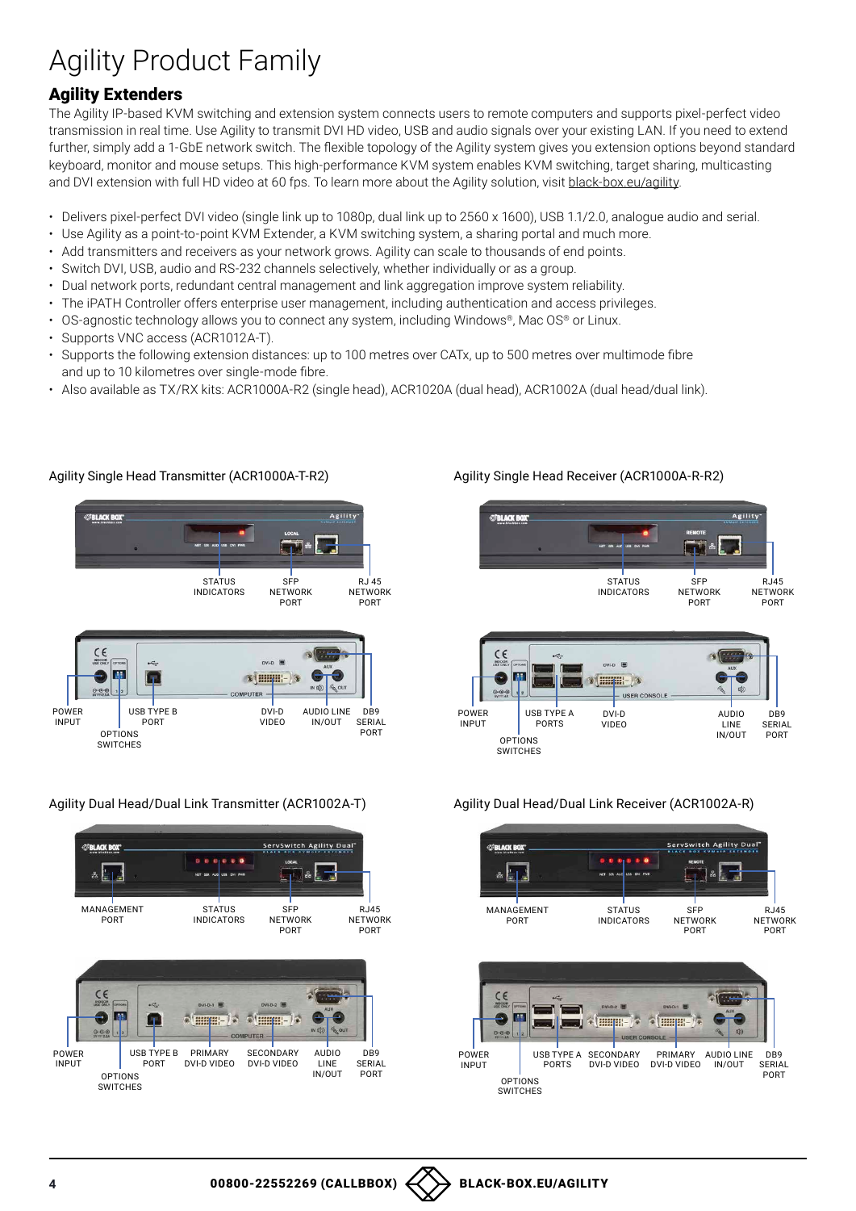# Agility Product Family

## Agility Extenders

The Agility IP-based KVM switching and extension system connects users to remote computers and supports pixel-perfect video transmission in real time. Use Agility to transmit DVI HD video, USB and audio signals over your existing LAN. If you need to extend further, simply add a 1-GbE network switch. The flexible topology of the Agility system gives you extension options beyond standard keyboard, monitor and mouse setups. This high-performance KVM system enables KVM switching, target sharing, multicasting and DVI extension with full HD video at 60 fps. To learn more about the Agility solution, visit black-box.eu/agility.

- Delivers pixel-perfect DVI video (single link up to 1080p, dual link up to 2560 x 1600), USB 1.1/2.0, analogue audio and serial.
- Use Agility as a point-to-point KVM Extender, a KVM switching system, a sharing portal and much more.
- Add transmitters and receivers as your network grows. Agility can scale to thousands of end points.
- Switch DVI, USB, audio and RS-232 channels selectively, whether individually or as a group.
- Dual network ports, redundant central management and link aggregation improve system reliability.
- The iPATH Controller offers enterprise user management, including authentication and access privileges.
- OS-agnostic technology allows you to connect any system, including Windows®, Mac OS® or Linux.
- Supports VNC access (ACR1012A-T).
- Supports the following extension distances: up to 100 metres over CATx, up to 500 metres over multimode fibre and up to 10 kilometres over single-mode fibre.
- Also available as TX/RX kits: ACR1000A-R2 (single head), ACR1020A (dual head), ACR1002A (dual head/dual link).

Agility Single Head Transmitter (ACR1000A-T-R2)

STATUS INDICATORS · SFP NETWORK PORT · RJ 45 NETWORK PORT

POWER INPUT · OPTIONS SWITCHES · USB TYPE B PORT · DVI-D VIDEO · AUDIO LINE IN/OUT · DB9 SERIAL PORT

Agility Single Head Receiver (ACR1000A-R-R2)

STATUS INDICATORS · SFP NETWORK PORT · RJ45 NETWORK PORT

POWER INPUT · OPTIONS SWITCHES · USB TYPE A PORTS · DVI-D VIDEO · AUDIO LINE IN/OUT · DB9 SERIAL PORT

Agility Dual Head/Dual Link Transmitter (ACR1002A-T)

MANAGEMENT PORT · STATUS INDICATORS · SFP NETWORK PORT · RJ45 NETWORK PORT

POWER INPUT · OPTIONS SWITCHES · USB TYPE B PORT · PRIMARY DVI-D VIDEO · SECONDARY DVI-D VIDEO · AUDIO LINE IN/OUT · DB9 SERIAL PORT

Agility Dual Head/Dual Link Receiver (ACR1002A-R)

MANAGEMENT PORT · STATUS INDICATORS · SFP NETWORK PORT · RJ45 NETWORK PORT

POWER INPUT · OPTIONS SWITCHES · USB TYPE A PORTS · SECONDARY DVI-D VIDEO · PRIMARY DVI-D VIDEO · AUDIO LINE IN/OUT · DB9 SERIAL PORT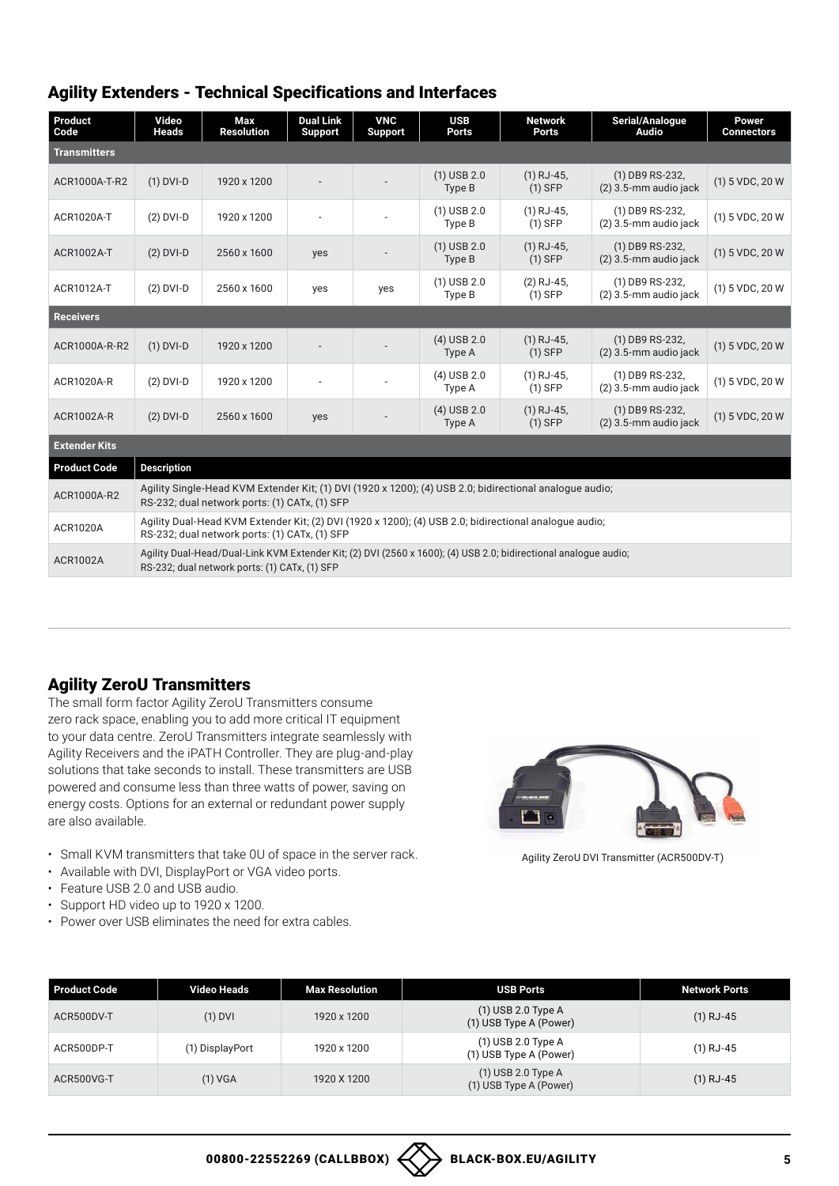## Agility Extenders - Technical Specifications and Interfaces

| Product Code | Video Heads | Max Resolution | Dual Link Support | VNC Support | USB Ports | Network Ports | Serial/Analogue Audio | Power Connectors |
|---|---|---|---|---|---|---|---|---|
| **Transmitters** | | | | | | | | |
| ACR1000A-T-R2 | (1) DVI-D | 1920 x 1200 | - | - | (1) USB 2.0 Type B | (1) RJ-45, (1) SFP | (1) DB9 RS-232, (2) 3.5-mm audio jack | (1) 5 VDC, 20 W |
| ACR1020A-T | (2) DVI-D | 1920 x 1200 | - | - | (1) USB 2.0 Type B | (1) RJ-45, (1) SFP | (1) DB9 RS-232, (2) 3.5-mm audio jack | (1) 5 VDC, 20 W |
| ACR1002A-T | (2) DVI-D | 2560 x 1600 | yes | - | (1) USB 2.0 Type B | (1) RJ-45, (1) SFP | (1) DB9 RS-232, (2) 3.5-mm audio jack | (1) 5 VDC, 20 W |
| ACR1012A-T | (2) DVI-D | 2560 x 1600 | yes | yes | (1) USB 2.0 Type B | (2) RJ-45, (1) SFP | (1) DB9 RS-232, (2) 3.5-mm audio jack | (1) 5 VDC, 20 W |
| **Receivers** | | | | | | | | |
| ACR1000A-R-R2 | (1) DVI-D | 1920 x 1200 | - | - | (4) USB 2.0 Type A | (1) RJ-45, (1) SFP | (1) DB9 RS-232, (2) 3.5-mm audio jack | (1) 5 VDC, 20 W |
| ACR1020A-R | (2) DVI-D | 1920 x 1200 | - | - | (4) USB 2.0 Type A | (1) RJ-45, (1) SFP | (1) DB9 RS-232, (2) 3.5-mm audio jack | (1) 5 VDC, 20 W |
| ACR1002A-R | (2) DVI-D | 2560 x 1600 | yes | - | (4) USB 2.0 Type A | (1) RJ-45, (1) SFP | (1) DB9 RS-232, (2) 3.5-mm audio jack | (1) 5 VDC, 20 W |

**Extender Kits**

| Product Code | Description |
|---|---|
| ACR1000A-R2 | Agility Single-Head KVM Extender Kit; (1) DVI (1920 x 1200); (4) USB 2.0; bidirectional analogue audio; RS-232; dual network ports: (1) CATx, (1) SFP |
| ACR1020A | Agility Dual-Head KVM Extender Kit; (2) DVI (1920 x 1200); (4) USB 2.0; bidirectional analogue audio; RS-232; dual network ports: (1) CATx, (1) SFP |
| ACR1002A | Agility Dual-Head/Dual-Link KVM Extender Kit; (2) DVI (2560 x 1600); (4) USB 2.0; bidirectional analogue audio; RS-232; dual network ports: (1) CATx, (1) SFP |

## Agility ZeroU Transmitters

The small form factor Agility ZeroU Transmitters consume zero rack space, enabling you to add more critical IT equipment to your data centre. ZeroU Transmitters integrate seamlessly with Agility Receivers and the iPATH Controller. They are plug-and-play solutions that take seconds to install. These transmitters are USB powered and consume less than three watts of power, saving on energy costs. Options for an external or redundant power supply are also available.

- Small KVM transmitters that take 0U of space in the server rack.
- Available with DVI, DisplayPort or VGA video ports.
- Feature USB 2.0 and USB audio.
- Support HD video up to 1920 x 1200.
- Power over USB eliminates the need for extra cables.

Agility ZeroU DVI Transmitter (ACR500DV-T)

| Product Code | Video Heads | Max Resolution | USB Ports | Network Ports |
|---|---|---|---|---|
| ACR500DV-T | (1) DVI | 1920 x 1200 | (1) USB 2.0 Type A (1) USB Type A (Power) | (1) RJ-45 |
| ACR500DP-T | (1) DisplayPort | 1920 x 1200 | (1) USB 2.0 Type A (1) USB Type A (Power) | (1) RJ-45 |
| ACR500VG-T | (1) VGA | 1920 X 1200 | (1) USB 2.0 Type A (1) USB Type A (Power) | (1) RJ-45 |

00800-22552269 (CALLBBOX) BLACK-BOX.EU/AGILITY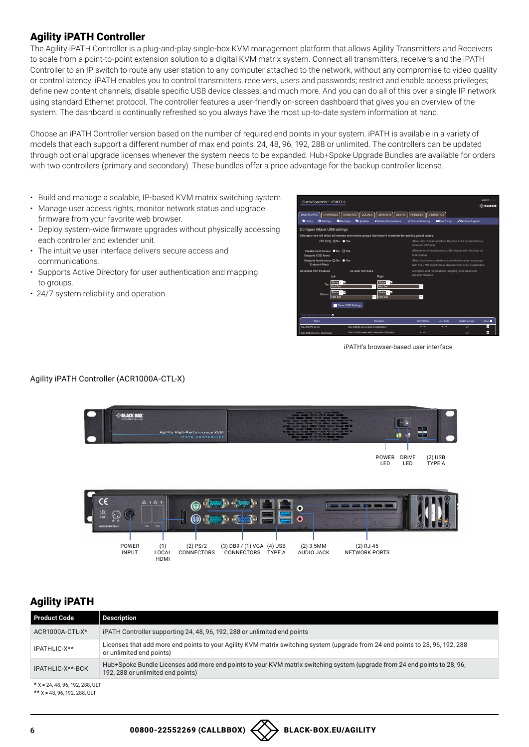## Agility iPATH Controller

The Agility iPATH Controller is a plug-and-play single-box KVM management platform that allows Agility Transmitters and Receivers to scale from a point-to-point extension solution to a digital KVM matrix system. Connect all transmitters, receivers and the iPATH Controller to an IP switch to route any user station to any computer attached to the network, without any compromise to video quality or control latency. iPATH enables you to control transmitters, receivers, users and passwords; restrict and enable access privileges; define new content channels; disable specific USB device classes; and much more. And you can do all of this over a single IP network using standard Ethernet protocol. The controller features a user-friendly on-screen dashboard that gives you an overview of the system. The dashboard is continually refreshed so you always have the most up-to-date system information at hand.

Choose an iPATH Controller version based on the number of required end points in your system. iPATH is available in a variety of models that each support a different number of max end points: 24, 48, 96, 192, 288 or unlimited. The controllers can be updated through optional upgrade licenses whenever the system needs to be expanded. Hub+Spoke Upgrade Bundles are available for orders with two controllers (primary and secondary). These bundles offer a price advantage for the backup controller license.

- Build and manage a scalable, IP-based KVM matrix switching system.
- Manage user access rights, monitor network status and upgrade firmware from your favorite web browser.
- Deploy system-wide firmware upgrades without physically accessing each controller and extender unit.
- The intuitive user interface delivers secure access and communications.
- Supports Active Directory for user authentication and mapping to groups.
- 24/7 system reliability and operation.

iPATH's browser-based user interface

Agility iPATH Controller (ACR1000A-CTL-X)

POWER LED | DRIVE LED | (2) USB TYPE A

POWER INPUT | (1) LOCAL HDMI | (2) PS/2 CONNECTORS | (3) DB9 / (1) VGA CONNECTORS | (4) USB TYPE A | (2) 3.5MM AUDIO JACK | (2) RJ-45 NETWORK PORTS

## Agility iPATH

| Product Code | Description |
|---|---|
| ACR1000A-CTL-X* | iPATH Controller supporting 24, 48, 96, 192, 288 or unlimited end points |
| IPATHLIC-X** | Licenses that add more end points to your Agility KVM matrix switching system (upgrade from 24 end points to 28, 96, 192, 288 or unlimited end points) |
| IPATHLIC-X**-BCK | Hub+Spoke Bundle Licenses add more end points to your KVM matrix switching system (upgrade from 24 end points to 28, 96, 192, 288 or unlimited end points) |

* X = 24, 48, 96, 192, 288, ULT
** X = 48, 96, 192, 288, ULT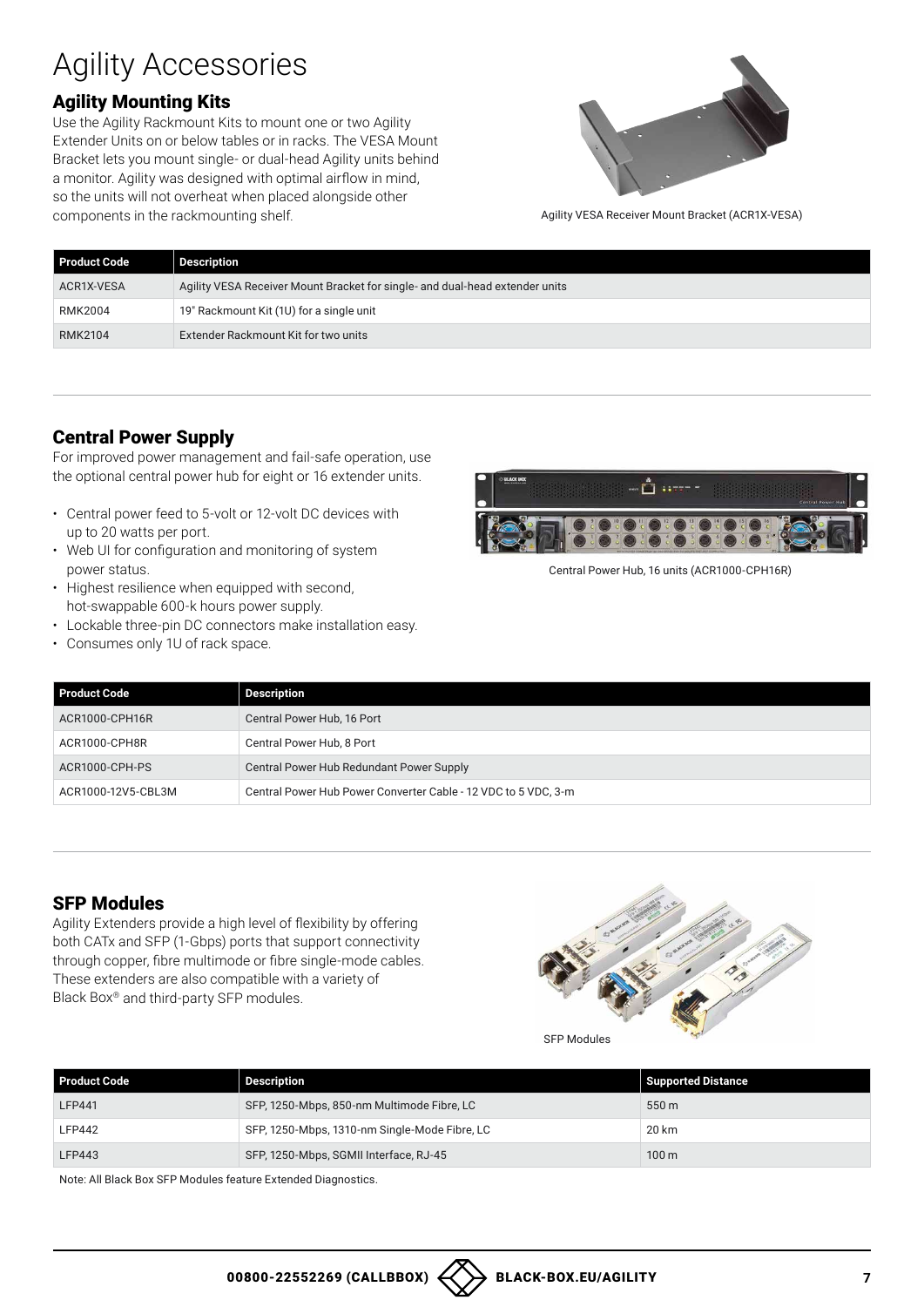# Agility Accessories

## Agility Mounting Kits

Use the Agility Rackmount Kits to mount one or two Agility Extender Units on or below tables or in racks. The VESA Mount Bracket lets you mount single- or dual-head Agility units behind a monitor. Agility was designed with optimal airflow in mind, so the units will not overheat when placed alongside other components in the rackmounting shelf.

Agility VESA Receiver Mount Bracket (ACR1X-VESA)

| Product Code | Description |
| --- | --- |
| ACR1X-VESA | Agility VESA Receiver Mount Bracket for single- and dual-head extender units |
| RMK2004 | 19" Rackmount Kit (1U) for a single unit |
| RMK2104 | Extender Rackmount Kit for two units |

## Central Power Supply

For improved power management and fail-safe operation, use the optional central power hub for eight or 16 extender units.

- Central power feed to 5-volt or 12-volt DC devices with up to 20 watts per port.
- Web UI for configuration and monitoring of system power status.
- Highest resilience when equipped with second, hot-swappable 600-k hours power supply.
- Lockable three-pin DC connectors make installation easy.
- Consumes only 1U of rack space.

Central Power Hub, 16 units (ACR1000-CPH16R)

| Product Code | Description |
| --- | --- |
| ACR1000-CPH16R | Central Power Hub, 16 Port |
| ACR1000-CPH8R | Central Power Hub, 8 Port |
| ACR1000-CPH-PS | Central Power Hub Redundant Power Supply |
| ACR1000-12V5-CBL3M | Central Power Hub Power Converter Cable - 12 VDC to 5 VDC, 3-m |

## SFP Modules

Agility Extenders provide a high level of flexibility by offering both CATx and SFP (1-Gbps) ports that support connectivity through copper, fibre multimode or fibre single-mode cables. These extenders are also compatible with a variety of Black Box® and third-party SFP modules.

SFP Modules

| Product Code | Description | Supported Distance |
| --- | --- | --- |
| LFP441 | SFP, 1250-Mbps, 850-nm Multimode Fibre, LC | 550 m |
| LFP442 | SFP, 1250-Mbps, 1310-nm Single-Mode Fibre, LC | 20 km |
| LFP443 | SFP, 1250-Mbps, SGMII Interface, RJ-45 | 100 m |

Note: All Black Box SFP Modules feature Extended Diagnostics.

00800-22552269 (CALLBBOX) BLACK-BOX.EU/AGILITY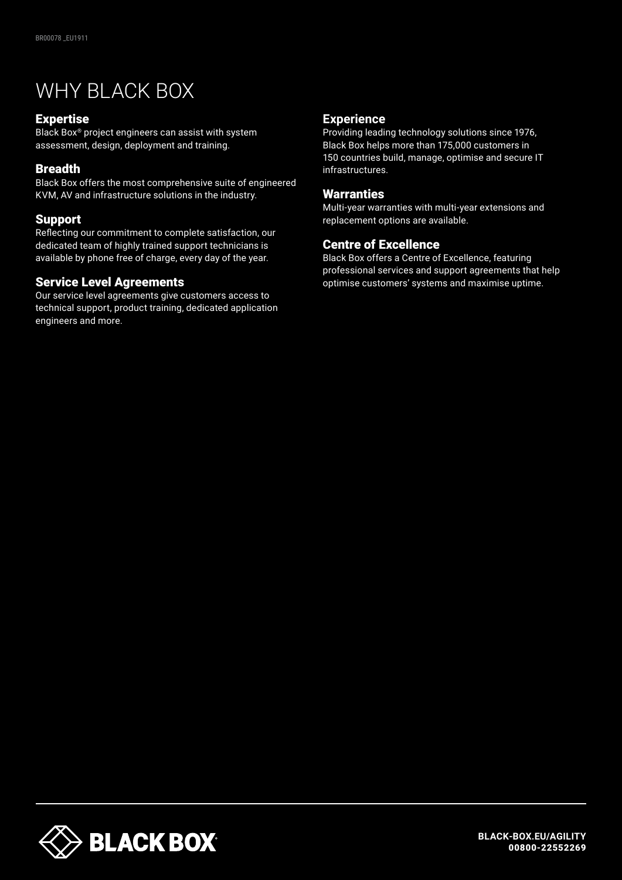# WHY BLACK BOX

## Expertise

Black Box® project engineers can assist with system assessment, design, deployment and training.

## Breadth

Black Box offers the most comprehensive suite of engineered KVM, AV and infrastructure solutions in the industry.

## Support

Reflecting our commitment to complete satisfaction, our dedicated team of highly trained support technicians is available by phone free of charge, every day of the year.

## Service Level Agreements

Our service level agreements give customers access to technical support, product training, dedicated application engineers and more.

## Experience

Providing leading technology solutions since 1976, Black Box helps more than 175,000 customers in 150 countries build, manage, optimise and secure IT infrastructures.

## Warranties

Multi-year warranties with multi-year extensions and replacement options are available.

## Centre of Excellence

Black Box offers a Centre of Excellence, featuring professional services and support agreements that help optimise customers' systems and maximise uptime.

BLACK BOX

BLACK-BOX.EU/AGILITY
00800-22552269